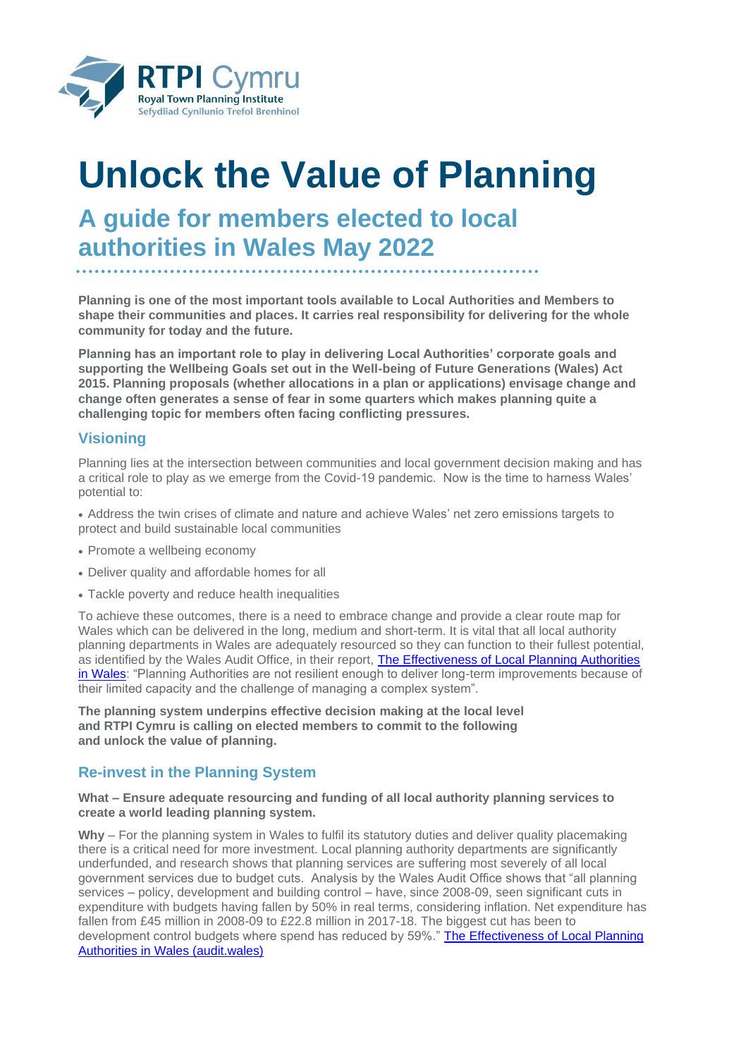RTPI Cymru
Royal Town Planning Institute
Sefydliad Cynllunio Trefol Brenhinol

# Unlock the Value of Planning

## A guide for members elected to local authorities in Wales May 2022

**Planning is one of the most important tools available to Local Authorities and Members to shape their communities and places. It carries real responsibility for delivering for the whole community for today and the future.**

**Planning has an important role to play in delivering Local Authorities' corporate goals and supporting the Wellbeing Goals set out in the Well-being of Future Generations (Wales) Act 2015. Planning proposals (whether allocations in a plan or applications) envisage change and change often generates a sense of fear in some quarters which makes planning quite a challenging topic for members often facing conflicting pressures.**

### Visioning

Planning lies at the intersection between communities and local government decision making and has a critical role to play as we emerge from the Covid-19 pandemic. Now is the time to harness Wales' potential to:

- Address the twin crises of climate and nature and achieve Wales' net zero emissions targets to protect and build sustainable local communities
- Promote a wellbeing economy
- Deliver quality and affordable homes for all
- Tackle poverty and reduce health inequalities

To achieve these outcomes, there is a need to embrace change and provide a clear route map for Wales which can be delivered in the long, medium and short-term. It is vital that all local authority planning departments in Wales are adequately resourced so they can function to their fullest potential, as identified by the Wales Audit Office, in their report, [The Effectiveness of Local Planning Authorities in Wales](): "Planning Authorities are not resilient enough to deliver long-term improvements because of their limited capacity and the challenge of managing a complex system".

**The planning system underpins effective decision making at the local level and RTPI Cymru is calling on elected members to commit to the following and unlock the value of planning.**

### Re-invest in the Planning System

**What – Ensure adequate resourcing and funding of all local authority planning services to create a world leading planning system.**

**Why** – For the planning system in Wales to fulfil its statutory duties and deliver quality placemaking there is a critical need for more investment. Local planning authority departments are significantly underfunded, and research shows that planning services are suffering most severely of all local government services due to budget cuts. Analysis by the Wales Audit Office shows that "all planning services – policy, development and building control – have, since 2008-09, seen significant cuts in expenditure with budgets having fallen by 50% in real terms, considering inflation. Net expenditure has fallen from £45 million in 2008-09 to £22.8 million in 2017-18. The biggest cut has been to development control budgets where spend has reduced by 59%." [The Effectiveness of Local Planning Authorities in Wales (audit.wales)]()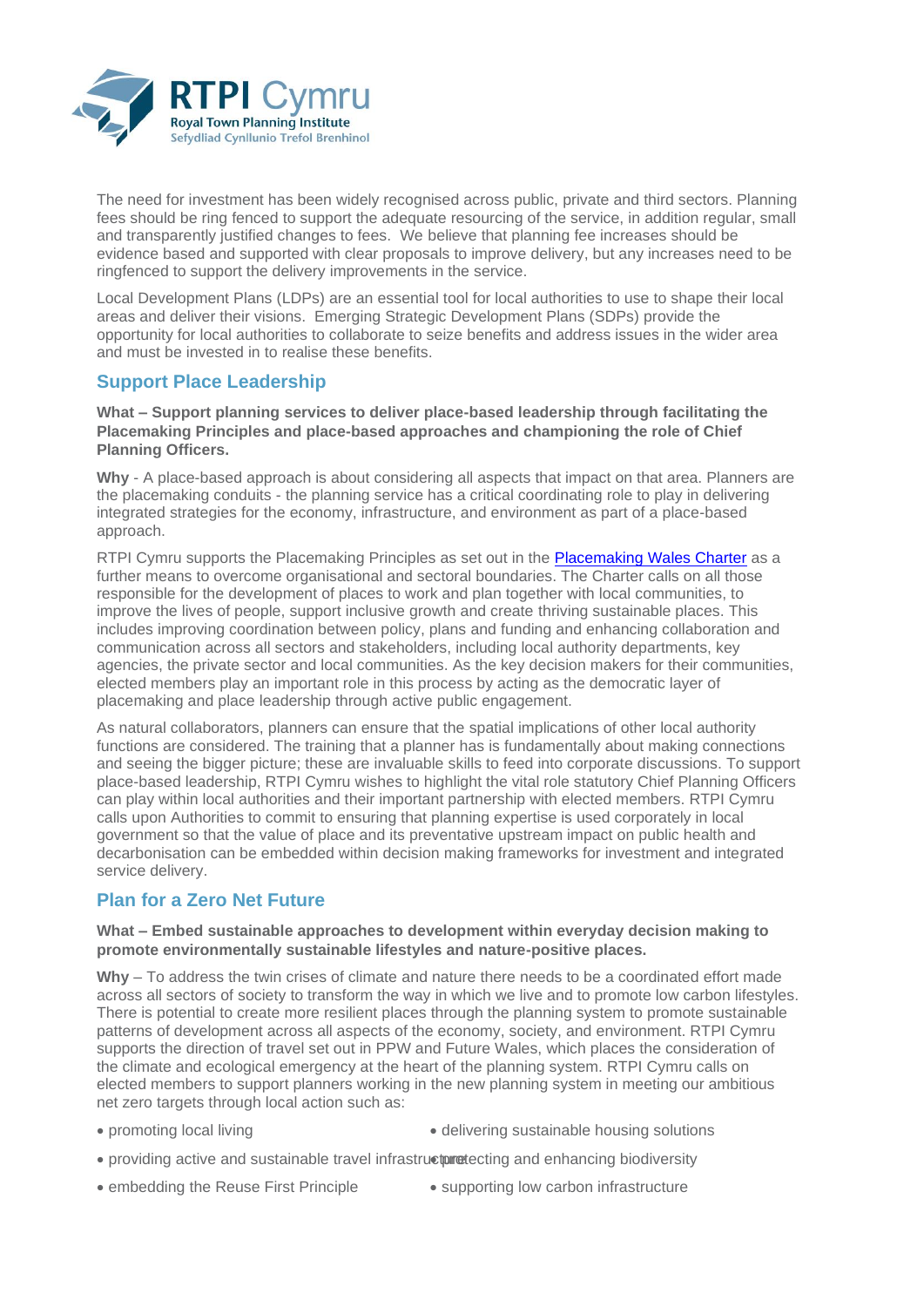The need for investment has been widely recognised across public, private and third sectors. Planning fees should be ring fenced to support the adequate resourcing of the service, in addition regular, small and transparently justified changes to fees. We believe that planning fee increases should be evidence based and supported with clear proposals to improve delivery, but any increases need to be ringfenced to support the delivery improvements in the service.

Local Development Plans (LDPs) are an essential tool for local authorities to use to shape their local areas and deliver their visions. Emerging Strategic Development Plans (SDPs) provide the opportunity for local authorities to collaborate to seize benefits and address issues in the wider area and must be invested in to realise these benefits.

## Support Place Leadership

**What – Support planning services to deliver place-based leadership through facilitating the Placemaking Principles and place-based approaches and championing the role of Chief Planning Officers.**

**Why** - A place-based approach is about considering all aspects that impact on that area. Planners are the placemaking conduits - the planning service has a critical coordinating role to play in delivering integrated strategies for the economy, infrastructure, and environment as part of a place-based approach.

RTPI Cymru supports the Placemaking Principles as set out in the [Placemaking Wales Charter]() as a further means to overcome organisational and sectoral boundaries. The Charter calls on all those responsible for the development of places to work and plan together with local communities, to improve the lives of people, support inclusive growth and create thriving sustainable places. This includes improving coordination between policy, plans and funding and enhancing collaboration and communication across all sectors and stakeholders, including local authority departments, key agencies, the private sector and local communities. As the key decision makers for their communities, elected members play an important role in this process by acting as the democratic layer of placemaking and place leadership through active public engagement.

As natural collaborators, planners can ensure that the spatial implications of other local authority functions are considered. The training that a planner has is fundamentally about making connections and seeing the bigger picture; these are invaluable skills to feed into corporate discussions. To support place-based leadership, RTPI Cymru wishes to highlight the vital role statutory Chief Planning Officers can play within local authorities and their important partnership with elected members. RTPI Cymru calls upon Authorities to commit to ensuring that planning expertise is used corporately in local government so that the value of place and its preventative upstream impact on public health and decarbonisation can be embedded within decision making frameworks for investment and integrated service delivery.

## Plan for a Zero Net Future

**What – Embed sustainable approaches to development within everyday decision making to promote environmentally sustainable lifestyles and nature-positive places.**

**Why** – To address the twin crises of climate and nature there needs to be a coordinated effort made across all sectors of society to transform the way in which we live and to promote low carbon lifestyles. There is potential to create more resilient places through the planning system to promote sustainable patterns of development across all aspects of the economy, society, and environment. RTPI Cymru supports the direction of travel set out in PPW and Future Wales, which places the consideration of the climate and ecological emergency at the heart of the planning system. RTPI Cymru calls on elected members to support planners working in the new planning system in meeting our ambitious net zero targets through local action such as:

- promoting local living
- providing active and sustainable travel infrastructure
- embedding the Reuse First Principle
- delivering sustainable housing solutions
- protecting and enhancing biodiversity
- supporting low carbon infrastructure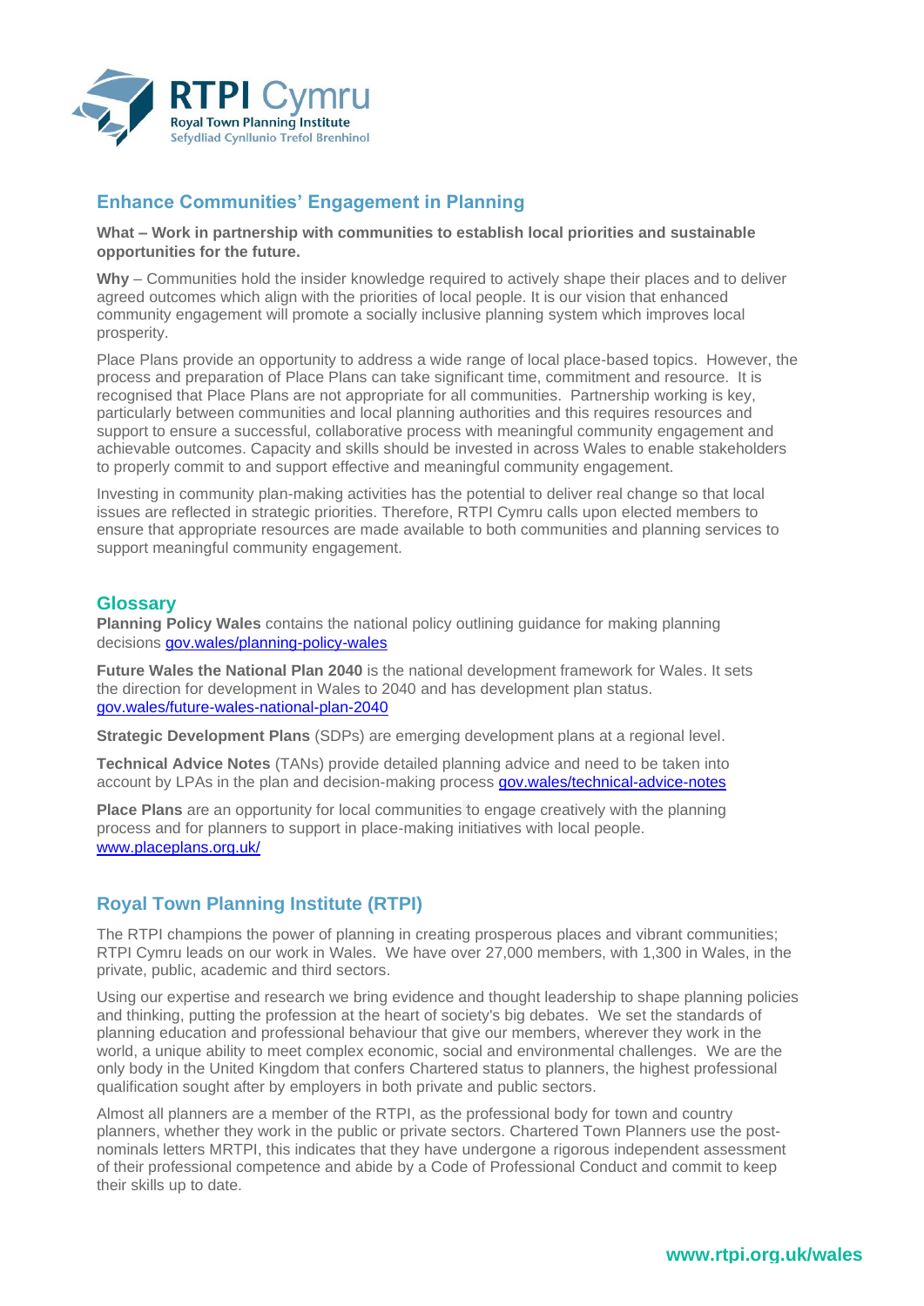## Enhance Communities' Engagement in Planning

**What – Work in partnership with communities to establish local priorities and sustainable opportunities for the future.**

**Why** – Communities hold the insider knowledge required to actively shape their places and to deliver agreed outcomes which align with the priorities of local people. It is our vision that enhanced community engagement will promote a socially inclusive planning system which improves local prosperity.

Place Plans provide an opportunity to address a wide range of local place-based topics. However, the process and preparation of Place Plans can take significant time, commitment and resource. It is recognised that Place Plans are not appropriate for all communities. Partnership working is key, particularly between communities and local planning authorities and this requires resources and support to ensure a successful, collaborative process with meaningful community engagement and achievable outcomes. Capacity and skills should be invested in across Wales to enable stakeholders to properly commit to and support effective and meaningful community engagement.

Investing in community plan-making activities has the potential to deliver real change so that local issues are reflected in strategic priorities. Therefore, RTPI Cymru calls upon elected members to ensure that appropriate resources are made available to both communities and planning services to support meaningful community engagement.

## Glossary

**Planning Policy Wales** contains the national policy outlining guidance for making planning decisions gov.wales/planning-policy-wales

**Future Wales the National Plan 2040** is the national development framework for Wales. It sets the direction for development in Wales to 2040 and has development plan status. gov.wales/future-wales-national-plan-2040

**Strategic Development Plans** (SDPs) are emerging development plans at a regional level.

**Technical Advice Notes** (TANs) provide detailed planning advice and need to be taken into account by LPAs in the plan and decision-making process gov.wales/technical-advice-notes

**Place Plans** are an opportunity for local communities to engage creatively with the planning process and for planners to support in place-making initiatives with local people. www.placeplans.org.uk/

## Royal Town Planning Institute (RTPI)

The RTPI champions the power of planning in creating prosperous places and vibrant communities; RTPI Cymru leads on our work in Wales. We have over 27,000 members, with 1,300 in Wales, in the private, public, academic and third sectors.

Using our expertise and research we bring evidence and thought leadership to shape planning policies and thinking, putting the profession at the heart of society's big debates. We set the standards of planning education and professional behaviour that give our members, wherever they work in the world, a unique ability to meet complex economic, social and environmental challenges. We are the only body in the United Kingdom that confers Chartered status to planners, the highest professional qualification sought after by employers in both private and public sectors.

Almost all planners are a member of the RTPI, as the professional body for town and country planners, whether they work in the public or private sectors. Chartered Town Planners use the post-nominals letters MRTPI, this indicates that they have undergone a rigorous independent assessment of their professional competence and abide by a Code of Professional Conduct and commit to keep their skills up to date.

www.rtpi.org.uk/wales